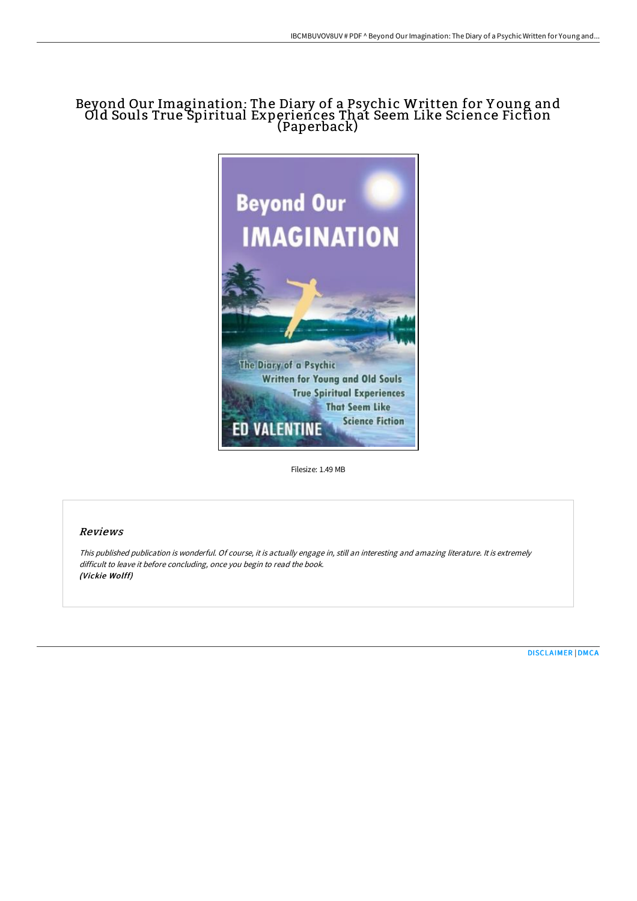# Beyond Our Imagination: The Diary of a Psychic Written for Young and Old Souls True Spiritual Experiences That Seem Like Science Fiction (Paperback)

Filesize: 1.49 MB

## *Reviews*

*This published publication is wonderful. Of course, it is actually engage in, still an interesting and amazing literature. It is extremely difficult to leave it before concluding, once you begin to read the book.*
***(Vickie Wolff)***

DISCLAIMER | DMCA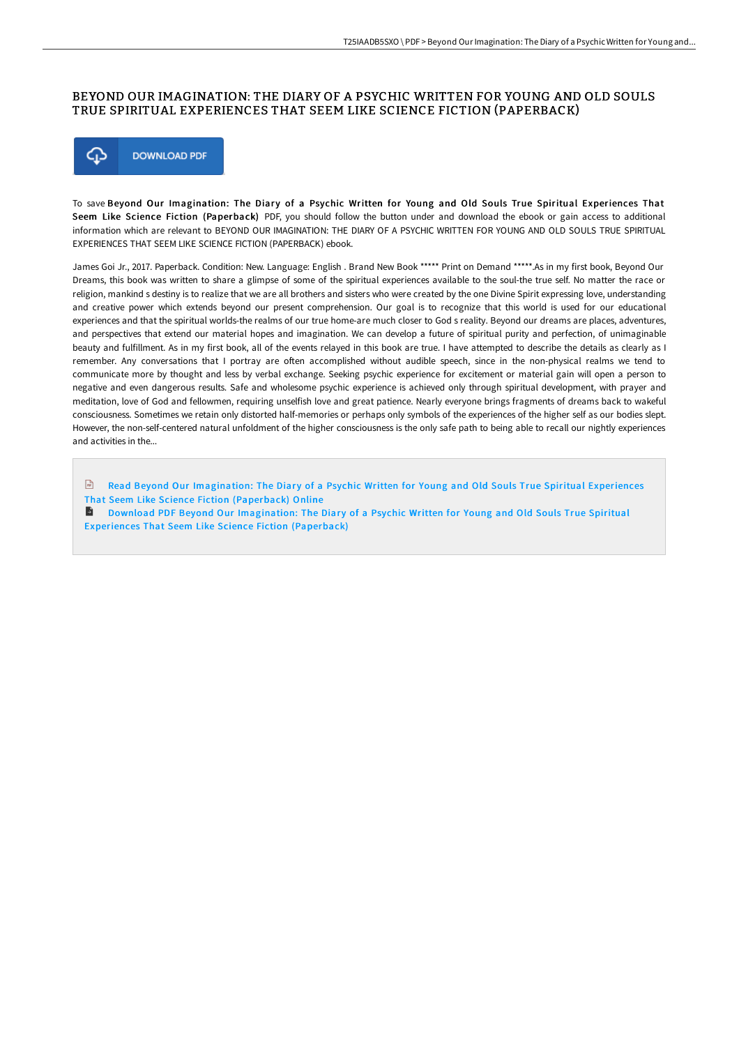# BEYOND OUR IMAGINATION: THE DIARY OF A PSYCHIC WRITTEN FOR YOUNG AND OLD SOULS TRUE SPIRITUAL EXPERIENCES THAT SEEM LIKE SCIENCE FICTION (PAPERBACK)

DOWNLOAD PDF

To save **Beyond Our Imagination: The Diary of a Psychic Written for Young and Old Souls True Spiritual Experiences That Seem Like Science Fiction (Paperback)** PDF, you should follow the button under and download the ebook or gain access to additional information which are relevant to BEYOND OUR IMAGINATION: THE DIARY OF A PSYCHIC WRITTEN FOR YOUNG AND OLD SOULS TRUE SPIRITUAL EXPERIENCES THAT SEEM LIKE SCIENCE FICTION (PAPERBACK) ebook.

James Goi Jr., 2017. Paperback. Condition: New. Language: English . Brand New Book ***** Print on Demand *****.As in my first book, Beyond Our Dreams, this book was written to share a glimpse of some of the spiritual experiences available to the soul-the true self. No matter the race or religion, mankind s destiny is to realize that we are all brothers and sisters who were created by the one Divine Spirit expressing love, understanding and creative power which extends beyond our present comprehension. Our goal is to recognize that this world is used for our educational experiences and that the spiritual worlds-the realms of our true home-are much closer to God s reality. Beyond our dreams are places, adventures, and perspectives that extend our material hopes and imagination. We can develop a future of spiritual purity and perfection, of unimaginable beauty and fulfillment. As in my first book, all of the events relayed in this book are true. I have attempted to describe the details as clearly as I remember. Any conversations that I portray are often accomplished without audible speech, since in the non-physical realms we tend to communicate more by thought and less by verbal exchange. Seeking psychic experience for excitement or material gain will open a person to negative and even dangerous results. Safe and wholesome psychic experience is achieved only through spiritual development, with prayer and meditation, love of God and fellowmen, requiring unselfish love and great patience. Nearly everyone brings fragments of dreams back to wakeful consciousness. Sometimes we retain only distorted half-memories or perhaps only symbols of the experiences of the higher self as our bodies slept. However, the non-self-centered natural unfoldment of the higher consciousness is the only safe path to being able to recall our nightly experiences and activities in the...

Read Beyond Our Imagination: The Diary of a Psychic Written for Young and Old Souls True Spiritual Experiences That Seem Like Science Fiction (Paperback) Online

Download PDF Beyond Our Imagination: The Diary of a Psychic Written for Young and Old Souls True Spiritual Experiences That Seem Like Science Fiction (Paperback)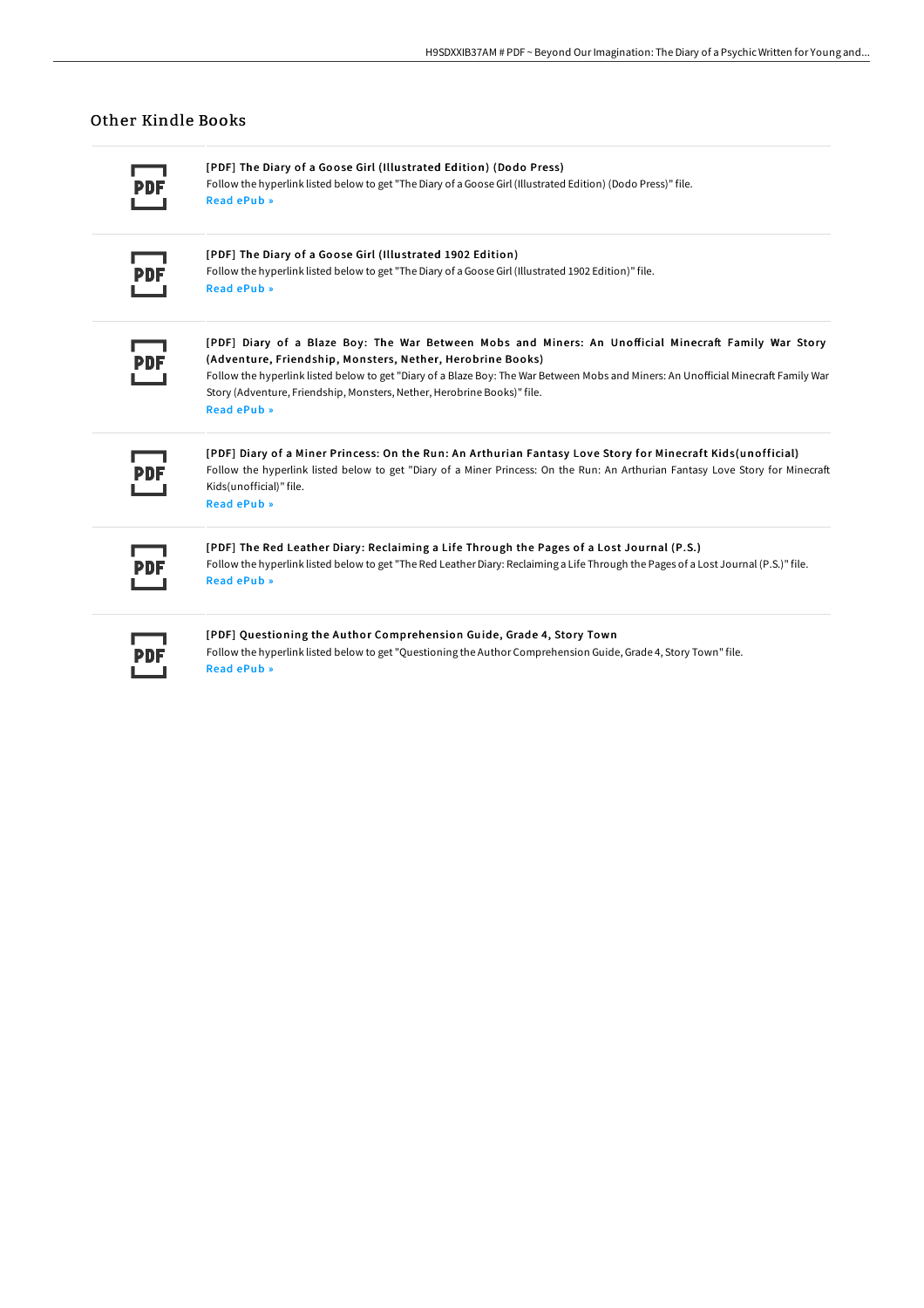## Other Kindle Books

[PDF] The Diary of a Goose Girl (Illustrated Edition) (Dodo Press)
Follow the hyperlink listed below to get "The Diary of a Goose Girl (Illustrated Edition) (Dodo Press)" file.
Read ePub »

[PDF] The Diary of a Goose Girl (Illustrated 1902 Edition)
Follow the hyperlink listed below to get "The Diary of a Goose Girl (Illustrated 1902 Edition)" file.
Read ePub »

[PDF] Diary of a Blaze Boy: The War Between Mobs and Miners: An Unofficial Minecraft Family War Story (Adventure, Friendship, Monsters, Nether, Herobrine Books)
Follow the hyperlink listed below to get "Diary of a Blaze Boy: The War Between Mobs and Miners: An Unofficial Minecraft Family War Story (Adventure, Friendship, Monsters, Nether, Herobrine Books)" file.
Read ePub »

[PDF] Diary of a Miner Princess: On the Run: An Arthurian Fantasy Love Story for Minecraft Kids(unofficial)
Follow the hyperlink listed below to get "Diary of a Miner Princess: On the Run: An Arthurian Fantasy Love Story for Minecraft Kids(unofficial)" file.
Read ePub »

[PDF] The Red Leather Diary: Reclaiming a Life Through the Pages of a Lost Journal (P.S.)
Follow the hyperlink listed below to get "The Red Leather Diary: Reclaiming a Life Through the Pages of a Lost Journal (P.S.)" file.
Read ePub »

[PDF] Questioning the Author Comprehension Guide, Grade 4, Story Town
Follow the hyperlink listed below to get "Questioning the Author Comprehension Guide, Grade 4, Story Town" file.
Read ePub »